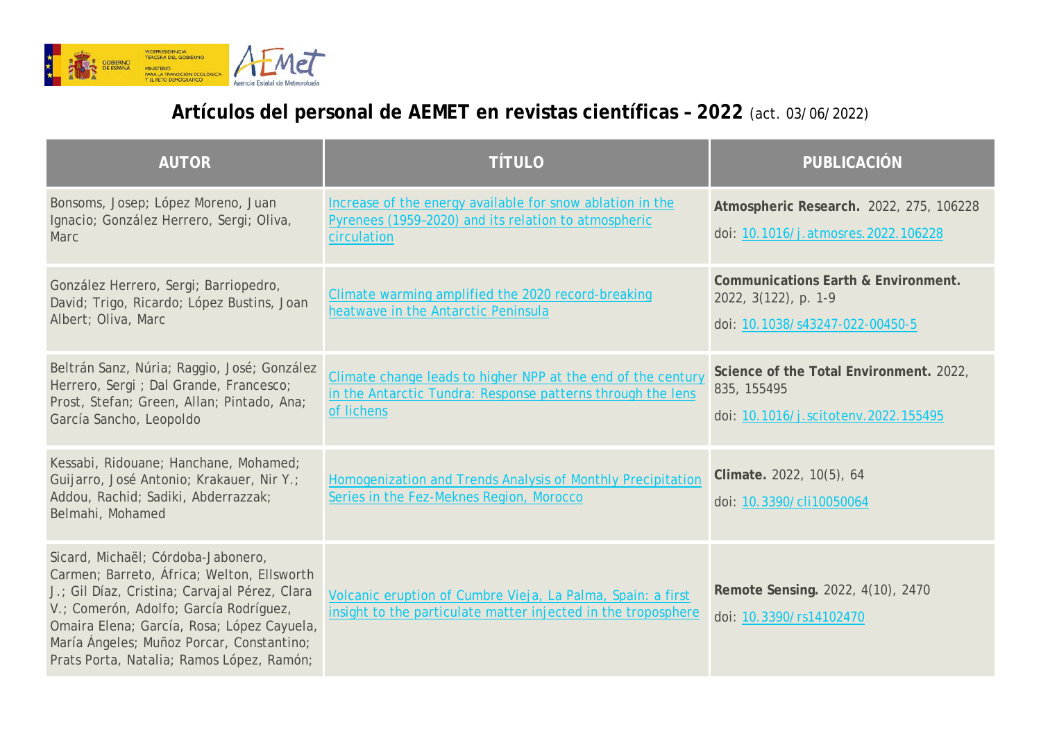## Artículos del personal de AEMET en revistas científicas – 2022 (act. 03/06/2022)

| AUTOR | TÍTULO | PUBLICACIÓN |
|---|---|---|
| Bonsoms, Josep; López Moreno, Juan Ignacio; González Herrero, Sergi; Oliva, Marc | Increase of the energy available for snow ablation in the Pyrenees (1959–2020) and its relation to atmospheric circulation | **Atmospheric Research.** 2022, 275, 106228 doi: 10.1016/j.atmosres.2022.106228 |
| González Herrero, Sergi; Barriopedro, David; Trigo, Ricardo; López Bustins, Joan Albert; Oliva, Marc | Climate warming amplified the 2020 record-breaking heatwave in the Antarctic Peninsula | **Communications Earth & Environment.** 2022, 3(122), p. 1-9 doi: 10.1038/s43247-022-00450-5 |
| Beltrán Sanz, Núria; Raggio, José; González Herrero, Sergi ; Dal Grande, Francesco; Prost, Stefan; Green, Allan; Pintado, Ana; García Sancho, Leopoldo | Climate change leads to higher NPP at the end of the century in the Antarctic Tundra: Response patterns through the lens of lichens | **Science of the Total Environment.** 2022, 835, 155495 doi: 10.1016/j.scitotenv.2022.155495 |
| Kessabi, Ridouane; Hanchane, Mohamed; Guijarro, José Antonio; Krakauer, Nir Y.; Addou, Rachid; Sadiki, Abderrazzak; Belmahi, Mohamed | Homogenization and Trends Analysis of Monthly Precipitation Series in the Fez-Meknes Region, Morocco | **Climate.** 2022, 10(5), 64 doi: 10.3390/cli10050064 |
| Sicard, Michaël; Córdoba-Jabonero, Carmen; Barreto, África; Welton, Ellsworth J.; Gil Díaz, Cristina; Carvajal Pérez, Clara V.; Comerón, Adolfo; García Rodríguez, Omaira Elena; García, Rosa; López Cayuela, María Ángeles; Muñoz Porcar, Constantino; Prats Porta, Natalia; Ramos López, Ramón; | Volcanic eruption of Cumbre Vieja, La Palma, Spain: a first insight to the particulate matter injected in the troposphere | **Remote Sensing.** 2022, 4(10), 2470 doi: 10.3390/rs14102470 |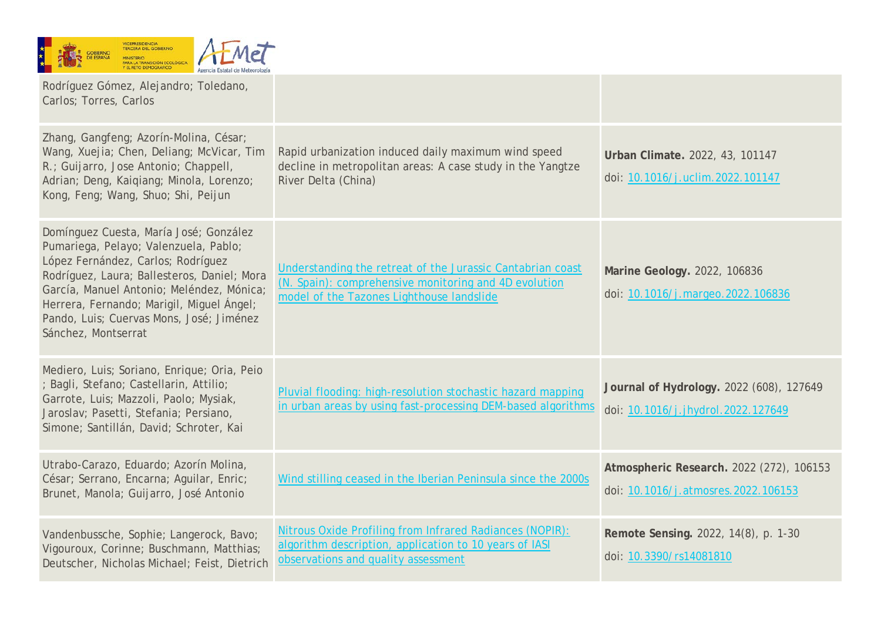| | | |
|---|---|---|
| Rodríguez Gómez, Alejandro; Toledano, Carlos; Torres, Carlos | | |
| Zhang, Gangfeng; Azorín-Molina, César; Wang, Xuejia; Chen, Deliang; McVicar, Tim R.; Guijarro, Jose Antonio; Chappell, Adrian; Deng, Kaiqiang; Minola, Lorenzo; Kong, Feng; Wang, Shuo; Shi, Peijun | Rapid urbanization induced daily maximum wind speed decline in metropolitan areas: A case study in the Yangtze River Delta (China) | **Urban Climate.** 2022, 43, 101147 doi: [10.1016/j.uclim.2022.101147](https://doi.org/10.1016/j.uclim.2022.101147) |
| Domínguez Cuesta, María José; González Pumariega, Pelayo; Valenzuela, Pablo; López Fernández, Carlos; Rodríguez Rodríguez, Laura; Ballesteros, Daniel; Mora García, Manuel Antonio; Meléndez, Mónica; Herrera, Fernando; Marigil, Miguel Ángel; Pando, Luis; Cuervas Mons, José; Jiménez Sánchez, Montserrat | Understanding the retreat of the Jurassic Cantabrian coast (N. Spain): comprehensive monitoring and 4D evolution model of the Tazones Lighthouse landslide | **Marine Geology.** 2022, 106836 doi: [10.1016/j.margeo.2022.106836](https://doi.org/10.1016/j.margeo.2022.106836) |
| Mediero, Luis; Soriano, Enrique; Oria, Peio ; Bagli, Stefano; Castellarin, Attilio; Garrote, Luis; Mazzoli, Paolo; Mysiak, Jaroslav; Pasetti, Stefania; Persiano, Simone; Santillán, David; Schroter, Kai | Pluvial flooding: high-resolution stochastic hazard mapping in urban areas by using fast-processing DEM-based algorithms | **Journal of Hydrology.** 2022 (608), 127649 doi: [10.1016/j.jhydrol.2022.127649](https://doi.org/10.1016/j.jhydrol.2022.127649) |
| Utrabo-Carazo, Eduardo; Azorín Molina, César; Serrano, Encarna; Aguilar, Enric; Brunet, Manola; Guijarro, José Antonio | Wind stilling ceased in the Iberian Peninsula since the 2000s | **Atmospheric Research.** 2022 (272), 106153 doi: [10.1016/j.atmosres.2022.106153](https://doi.org/10.1016/j.atmosres.2022.106153) |
| Vandenbussche, Sophie; Langerock, Bavo; Vigouroux, Corinne; Buschmann, Matthias; Deutscher, Nicholas Michael; Feist, Dietrich | Nitrous Oxide Profiling from Infrared Radiances (NOPIR): algorithm description, application to 10 years of IASI observations and quality assessment | **Remote Sensing.** 2022, 14(8), p. 1-30 doi: [10.3390/rs14081810](https://doi.org/10.3390/rs14081810) |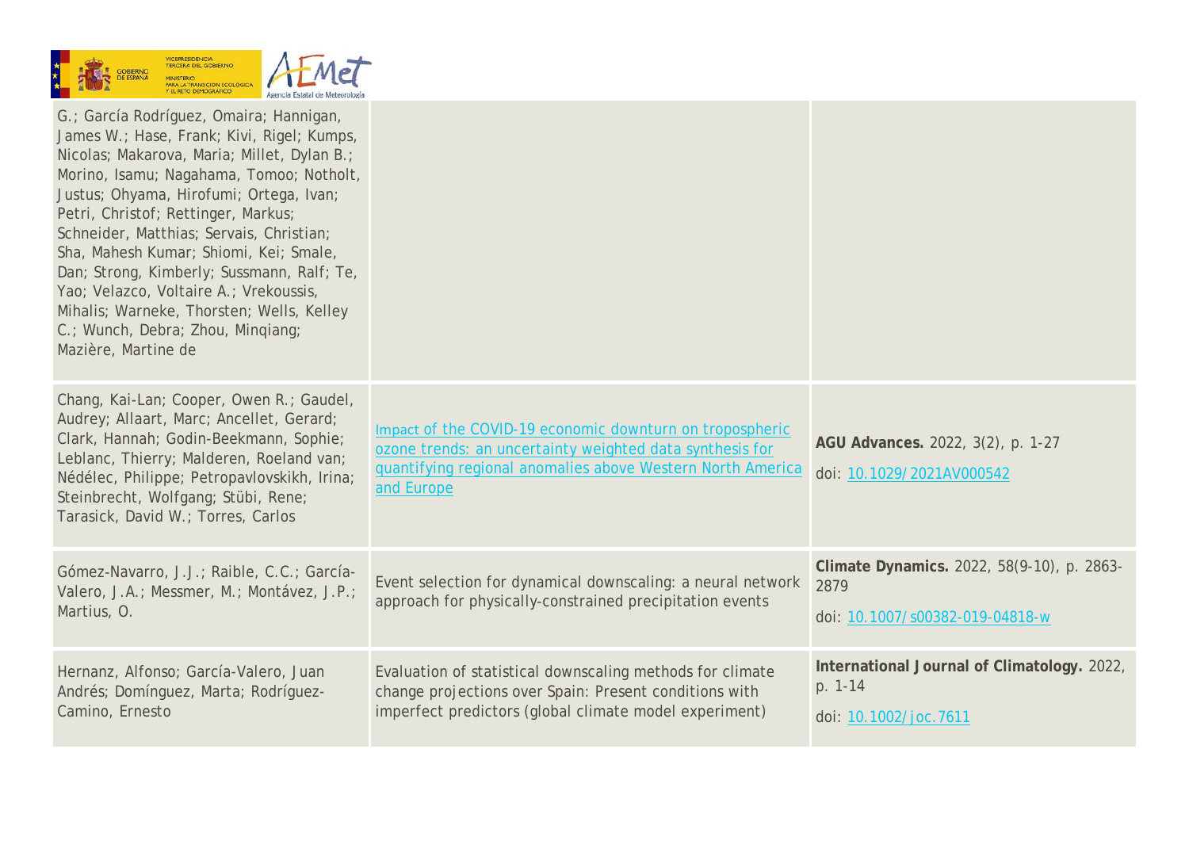| | | |
|---|---|---|
| G.; García Rodríguez, Omaira; Hannigan, James W.; Hase, Frank; Kivi, Rigel; Kumps, Nicolas; Makarova, Maria; Millet, Dylan B.; Morino, Isamu; Nagahama, Tomoo; Notholt, Justus; Ohyama, Hirofumi; Ortega, Ivan; Petri, Christof; Rettinger, Markus; Schneider, Matthias; Servais, Christian; Sha, Mahesh Kumar; Shiomi, Kei; Smale, Dan; Strong, Kimberly; Sussmann, Ralf; Te, Yao; Velazco, Voltaire A.; Vrekoussis, Mihalis; Warneke, Thorsten; Wells, Kelley C.; Wunch, Debra; Zhou, Minqiang; Mazière, Martine de | | |
| Chang, Kai-Lan; Cooper, Owen R.; Gaudel, Audrey; Allaart, Marc; Ancellet, Gerard; Clark, Hannah; Godin-Beekmann, Sophie; Leblanc, Thierry; Malderen, Roeland van; Nédélec, Philippe; Petropavlovskikh, Irina; Steinbrecht, Wolfgang; Stübi, Rene; Tarasick, David W.; Torres, Carlos | Impact of the COVID-19 economic downturn on tropospheric ozone trends: an uncertainty weighted data synthesis for quantifying regional anomalies above Western North America and Europe | **AGU Advances.** 2022, 3(2), p. 1-27<br><br>doi: 10.1029/2021AV000542 |
| Gómez-Navarro, J.J.; Raible, C.C.; García-Valero, J.A.; Messmer, M.; Montávez, J.P.; Martius, O. | Event selection for dynamical downscaling: a neural network approach for physically-constrained precipitation events | **Climate Dynamics.** 2022, 58(9-10), p. 2863-2879<br><br>doi: 10.1007/s00382-019-04818-w |
| Hernanz, Alfonso; García-Valero, Juan Andrés; Domínguez, Marta; Rodríguez-Camino, Ernesto | Evaluation of statistical downscaling methods for climate change projections over Spain: Present conditions with imperfect predictors (global climate model experiment) | **International Journal of Climatology.** 2022, p. 1-14<br><br>doi: 10.1002/joc.7611 |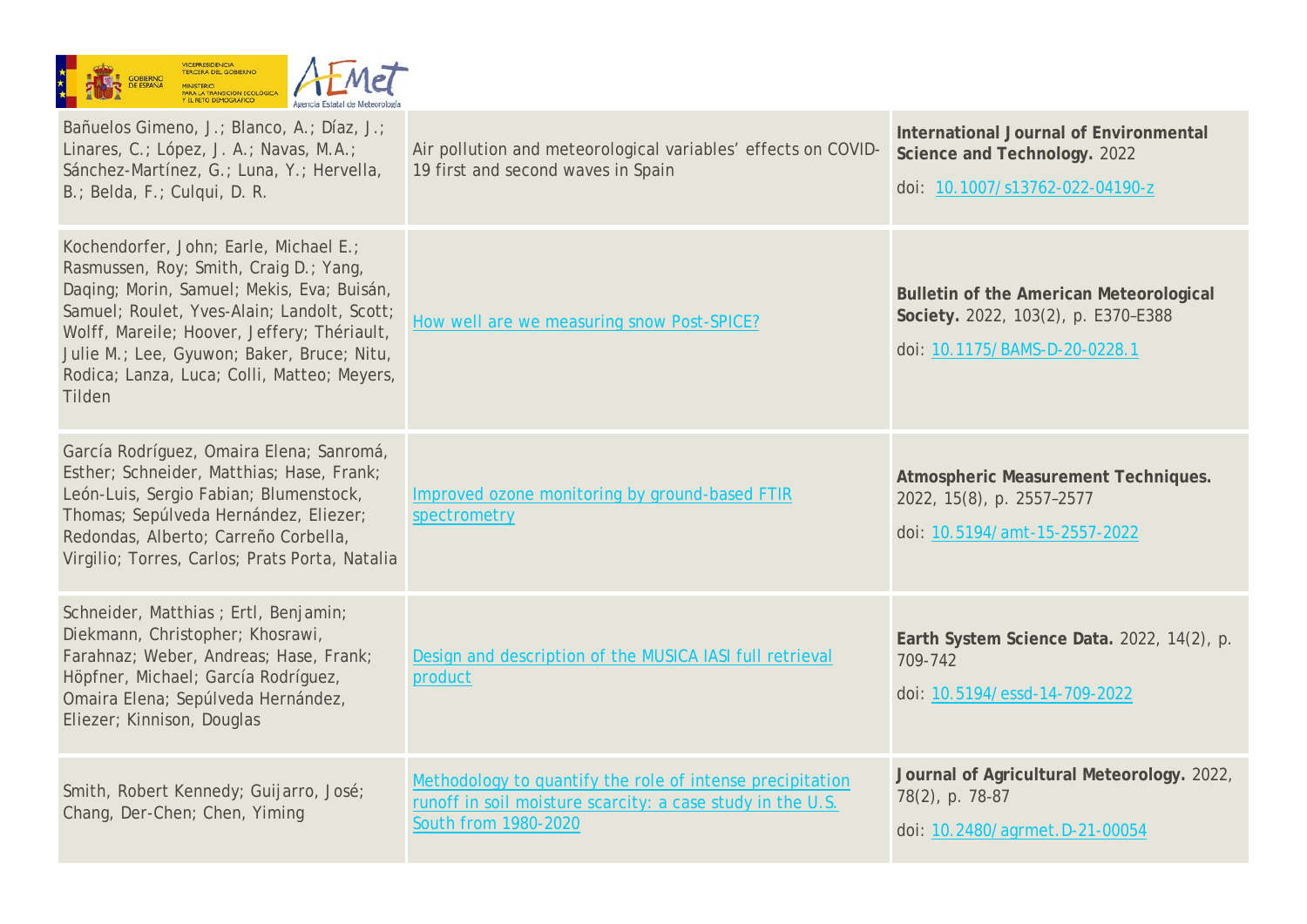| | | |
|---|---|---|
| Bañuelos Gimeno, J.; Blanco, A.; Díaz, J.; Linares, C.; López, J. A.; Navas, M.A.; Sánchez-Martínez, G.; Luna, Y.; Hervella, B.; Belda, F.; Culqui, D. R. | Air pollution and meteorological variables' effects on COVID-19 first and second waves in Spain | **International Journal of Environmental Science and Technology.** 2022<br>doi: [10.1007/s13762-022-04190-z](https://doi.org/10.1007/s13762-022-04190-z) |
| Kochendorfer, John; Earle, Michael E.; Rasmussen, Roy; Smith, Craig D.; Yang, Daqing; Morin, Samuel; Mekis, Eva; Buisán, Samuel; Roulet, Yves-Alain; Landolt, Scott; Wolff, Mareile; Hoover, Jeffery; Thériault, Julie M.; Lee, Gyuwon; Baker, Bruce; Nitu, Rodica; Lanza, Luca; Colli, Matteo; Meyers, Tilden | [How well are we measuring snow Post-SPICE?]() | **Bulletin of the American Meteorological Society.** 2022, 103(2), p. E370–E388<br>doi: [10.1175/BAMS-D-20-0228.1](https://doi.org/10.1175/BAMS-D-20-0228.1) |
| García Rodríguez, Omaira Elena; Sanromá, Esther; Schneider, Matthias; Hase, Frank; León-Luis, Sergio Fabian; Blumenstock, Thomas; Sepúlveda Hernández, Eliezer; Redondas, Alberto; Carreño Corbella, Virgilio; Torres, Carlos; Prats Porta, Natalia | [Improved ozone monitoring by ground-based FTIR spectrometry]() | **Atmospheric Measurement Techniques.** 2022, 15(8), p. 2557–2577<br>doi: [10.5194/amt-15-2557-2022](https://doi.org/10.5194/amt-15-2557-2022) |
| Schneider, Matthias ; Ertl, Benjamin; Diekmann, Christopher; Khosrawi, Farahnaz; Weber, Andreas; Hase, Frank; Höpfner, Michael; García Rodríguez, Omaira Elena; Sepúlveda Hernández, Eliezer; Kinnison, Douglas | [Design and description of the MUSICA IASI full retrieval product]() | **Earth System Science Data.** 2022, 14(2), p. 709-742<br>doi: [10.5194/essd-14-709-2022](https://doi.org/10.5194/essd-14-709-2022) |
| Smith, Robert Kennedy; Guijarro, José; Chang, Der-Chen; Chen, Yiming | [Methodology to quantify the role of intense precipitation runoff in soil moisture scarcity: a case study in the U.S. South from 1980-2020]() | **Journal of Agricultural Meteorology.** 2022, 78(2), p. 78-87<br>doi: [10.2480/agrmet.D-21-00054](https://doi.org/10.2480/agrmet.D-21-00054) |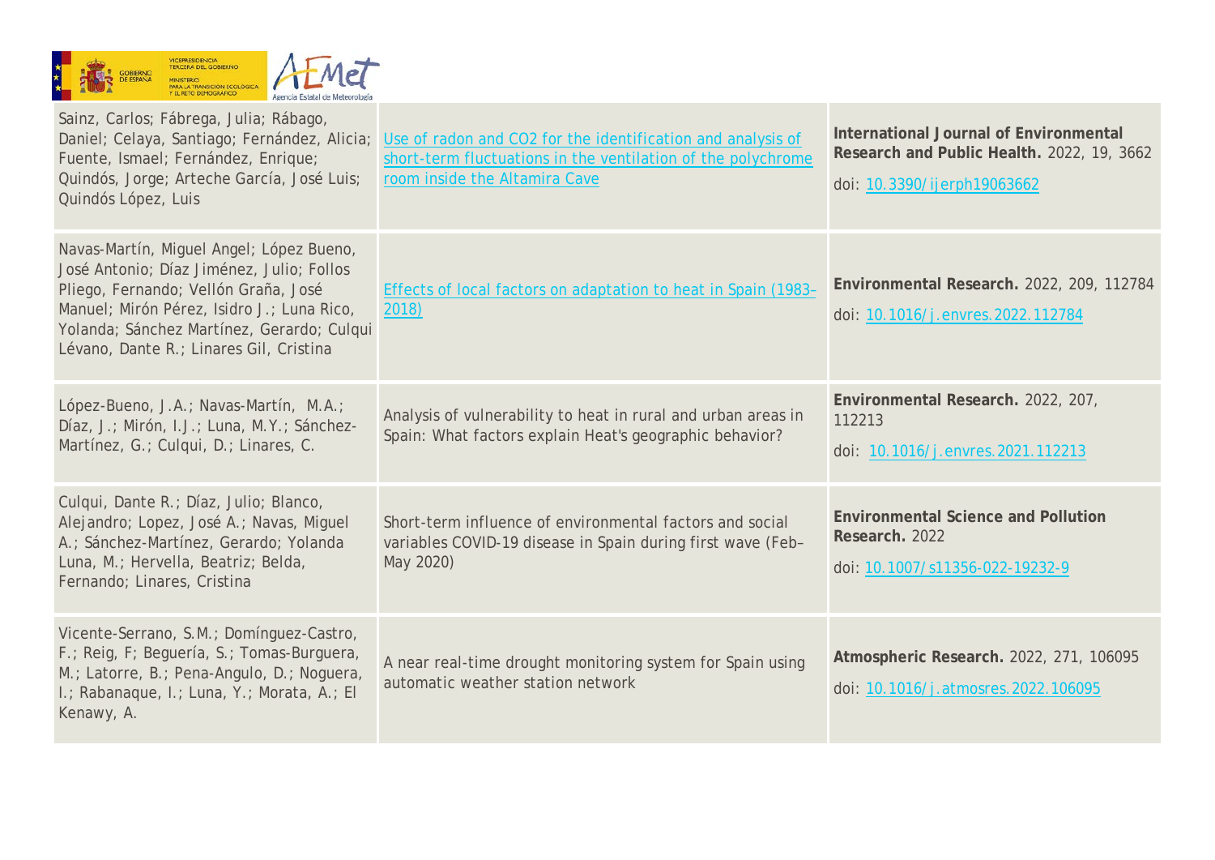| | | |
|---|---|---|
| Sainz, Carlos; Fábrega, Julia; Rábago, Daniel; Celaya, Santiago; Fernández, Alicia; Fuente, Ismael; Fernández, Enrique; Quindós, Jorge; Arteche García, José Luis; Quindós López, Luis | Use of radon and CO2 for the identification and analysis of short-term fluctuations in the ventilation of the polychrome room inside the Altamira Cave | **International Journal of Environmental Research and Public Health.** 2022, 19, 3662<br>doi: 10.3390/ijerph19063662 |
| Navas-Martín, Miguel Angel; López Bueno, José Antonio; Díaz Jiménez, Julio; Follos Pliego, Fernando; Vellón Graña, José Manuel; Mirón Pérez, Isidro J.; Luna Rico, Yolanda; Sánchez Martínez, Gerardo; Culqui Lévano, Dante R.; Linares Gil, Cristina | Effects of local factors on adaptation to heat in Spain (1983-2018) | **Environmental Research.** 2022, 209, 112784<br>doi: 10.1016/j.envres.2022.112784 |
| López-Bueno, J.A.; Navas-Martín, M.A.; Díaz, J.; Mirón, I.J.; Luna, M.Y.; Sánchez-Martínez, G.; Culqui, D.; Linares, C. | Analysis of vulnerability to heat in rural and urban areas in Spain: What factors explain Heat's geographic behavior? | **Environmental Research.** 2022, 207, 112213<br>doi: 10.1016/j.envres.2021.112213 |
| Culqui, Dante R.; Díaz, Julio; Blanco, Alejandro; Lopez, José A.; Navas, Miguel A.; Sánchez-Martínez, Gerardo; Yolanda Luna, M.; Hervella, Beatriz; Belda, Fernando; Linares, Cristina | Short-term influence of environmental factors and social variables COVID-19 disease in Spain during first wave (Feb–May 2020) | **Environmental Science and Pollution Research.** 2022<br>doi: 10.1007/s11356-022-19232-9 |
| Vicente-Serrano, S.M.; Domínguez-Castro, F.; Reig, F; Beguería, S.; Tomas-Burguera, M.; Latorre, B.; Pena-Angulo, D.; Noguera, I.; Rabanaque, I.; Luna, Y.; Morata, A.; El Kenawy, A. | A near real-time drought monitoring system for Spain using automatic weather station network | **Atmospheric Research.** 2022, 271, 106095<br>doi: 10.1016/j.atmosres.2022.106095 |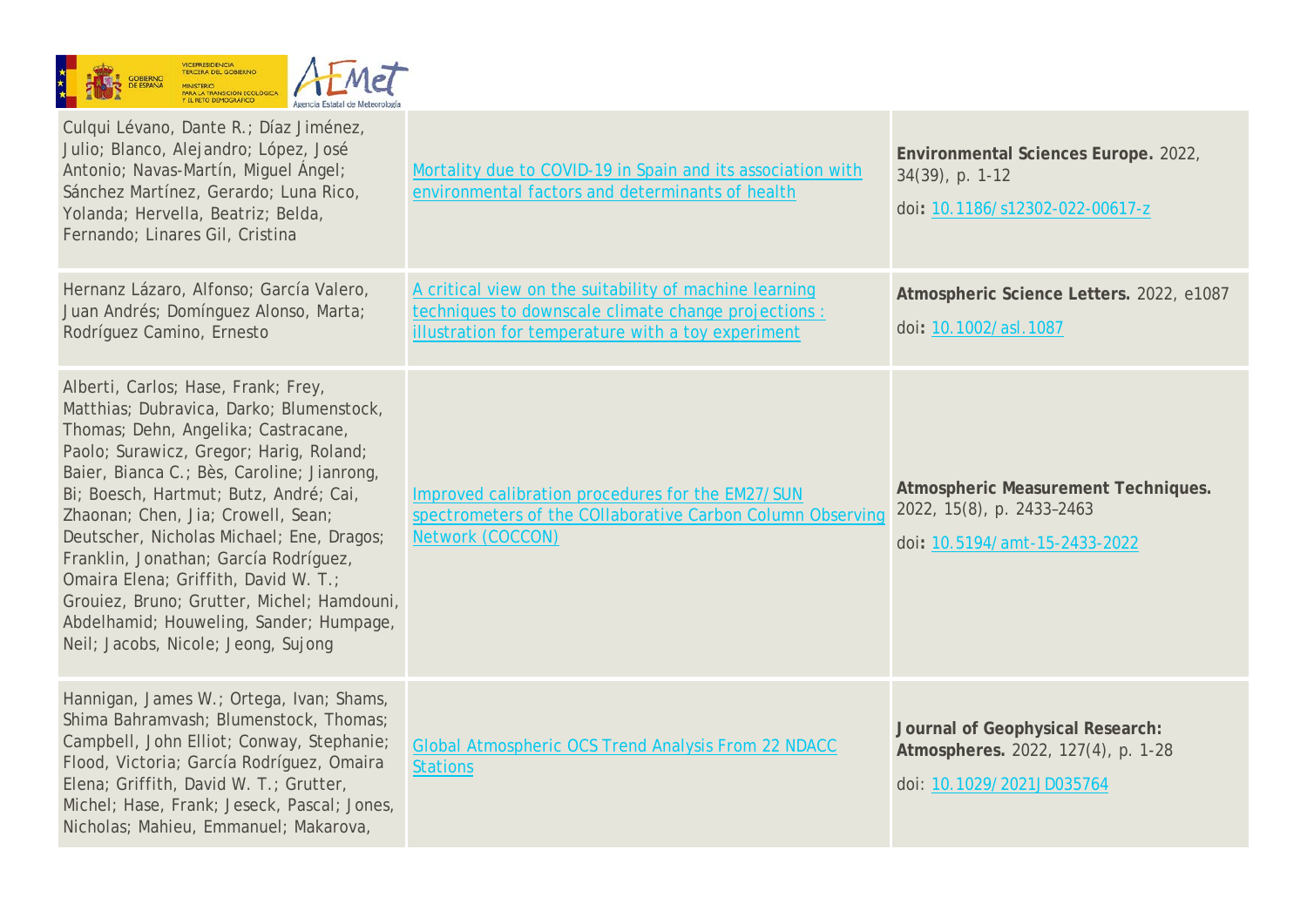| | | |
|---|---|---|
| Culqui Lévano, Dante R.; Díaz Jiménez, Julio; Blanco, Alejandro; López, José Antonio; Navas-Martín, Miguel Ángel; Sánchez Martínez, Gerardo; Luna Rico, Yolanda; Hervella, Beatriz; Belda, Fernando; Linares Gil, Cristina | Mortality due to COVID-19 in Spain and its association with environmental factors and determinants of health | **Environmental Sciences Europe.** 2022, 34(39), p. 1-12<br><br>doi**:** 10.1186/s12302-022-00617-z |
| Hernanz Lázaro, Alfonso; García Valero, Juan Andrés; Domínguez Alonso, Marta; Rodríguez Camino, Ernesto | A critical view on the suitability of machine learning techniques to downscale climate change projections : illustration for temperature with a toy experiment | **Atmospheric Science Letters.** 2022, e1087<br><br>doi**:** 10.1002/asl.1087 |
| Alberti, Carlos; Hase, Frank; Frey, Matthias; Dubravica, Darko; Blumenstock, Thomas; Dehn, Angelika; Castracane, Paolo; Surawicz, Gregor; Harig, Roland; Baier, Bianca C.; Bès, Caroline; Jianrong, Bi; Boesch, Hartmut; Butz, André; Cai, Zhaonan; Chen, Jia; Crowell, Sean; Deutscher, Nicholas Michael; Ene, Dragos; Franklin, Jonathan; García Rodríguez, Omaira Elena; Griffith, David W. T.; Grouiez, Bruno; Grutter, Michel; Hamdouni, Abdelhamid; Houweling, Sander; Humpage, Neil; Jacobs, Nicole; Jeong, Sujong | Improved calibration procedures for the EM27/SUN spectrometers of the COllaborative Carbon Column Observing Network (COCCON) | **Atmospheric Measurement Techniques.** 2022, 15(8), p. 2433–2463<br><br>doi**:** 10.5194/amt-15-2433-2022 |
| Hannigan, James W.; Ortega, Ivan; Shams, Shima Bahramvash; Blumenstock, Thomas; Campbell, John Elliot; Conway, Stephanie; Flood, Victoria; García Rodríguez, Omaira Elena; Griffith, David W. T.; Grutter, Michel; Hase, Frank; Jeseck, Pascal; Jones, Nicholas; Mahieu, Emmanuel; Makarova, | Global Atmospheric OCS Trend Analysis From 22 NDACC Stations | **Journal of Geophysical Research: Atmospheres.** 2022, 127(4), p. 1-28<br><br>doi: 10.1029/2021JD035764 |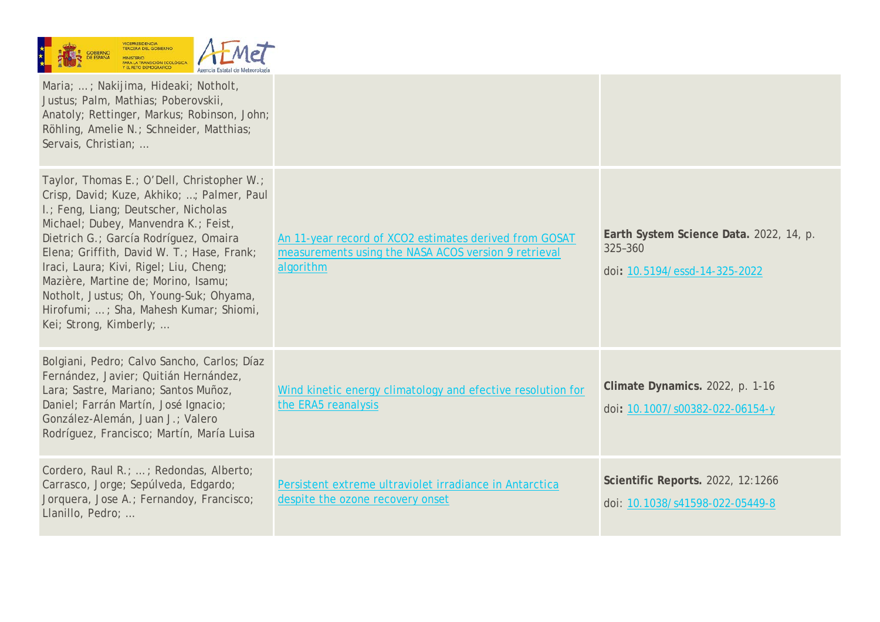| | | |
|---|---|---|
| Maria; …; Nakijima, Hideaki; Notholt, Justus; Palm, Mathias; Poberovskii, Anatoly; Rettinger, Markus; Robinson, John; Röhling, Amelie N.; Schneider, Matthias; Servais, Christian; … | | |
| Taylor, Thomas E.; O'Dell, Christopher W.; Crisp, David; Kuze, Akhiko; …; Palmer, Paul I.; Feng, Liang; Deutscher, Nicholas Michael; Dubey, Manvendra K.; Feist, Dietrich G.; García Rodríguez, Omaira Elena; Griffith, David W. T.; Hase, Frank; Iraci, Laura; Kivi, Rigel; Liu, Cheng; Mazière, Martine de; Morino, Isamu; Notholt, Justus; Oh, Young-Suk; Ohyama, Hirofumi; …; Sha, Mahesh Kumar; Shiomi, Kei; Strong, Kimberly; … | An 11-year record of XCO2 estimates derived from GOSAT measurements using the NASA ACOS version 9 retrieval algorithm | **Earth System Science Data.** 2022, 14, p. 325–360<br>doi**:** 10.5194/essd-14-325-2022 |
| Bolgiani, Pedro; Calvo Sancho, Carlos; Díaz Fernández, Javier; Quitián Hernández, Lara; Sastre, Mariano; Santos Muñoz, Daniel; Farrán Martín, José Ignacio; González-Alemán, Juan J.; Valero Rodríguez, Francisco; Martín, María Luisa | Wind kinetic energy climatology and efective resolution for the ERA5 reanalysis | **Climate Dynamics.** 2022, p. 1-16<br>doi**:** 10.1007/s00382-022-06154-y |
| Cordero, Raul R.; …; Redondas, Alberto; Carrasco, Jorge; Sepúlveda, Edgardo; Jorquera, Jose A.; Fernandoy, Francisco; Llanillo, Pedro; … | Persistent extreme ultraviolet irradiance in Antarctica despite the ozone recovery onset | **Scientific Reports.** 2022, 12:1266<br>doi: 10.1038/s41598-022-05449-8 |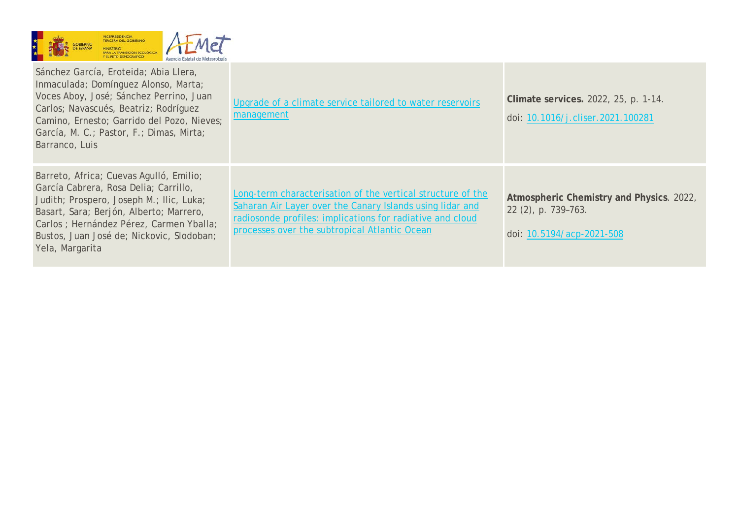| | | |
|---|---|---|
| Sánchez García, Eroteida; Abia Llera, Inmaculada; Domínguez Alonso, Marta; Voces Aboy, José; Sánchez Perrino, Juan Carlos; Navascués, Beatriz; Rodríguez Camino, Ernesto; Garrido del Pozo, Nieves; García, M. C.; Pastor, F.; Dimas, Mirta; Barranco, Luis | [Upgrade of a climate service tailored to water reservoirs management]() | **Climate services.** 2022, 25, p. 1-14. doi: [10.1016/j.cliser.2021.100281]() |
| Barreto, Ȧfrica; Cuevas Agulló, Emilio; García Cabrera, Rosa Delia; Carrillo, Judith; Prospero, Joseph M.; Ilic, Luka; Basart, Sara; Berjón, Alberto; Marrero, Carlos ; Hernández Pérez, Carmen Yballa; Bustos, Juan José de; Nickovic, Slodoban; Yela, Margarita | [Long-term characterisation of the vertical structure of the Saharan Air Layer over the Canary Islands using lidar and radiosonde profiles: implications for radiative and cloud processes over the subtropical Atlantic Ocean]() | **Atmospheric Chemistry and Physics**. 2022, 22 (2), p. 739–763. doi: [10.5194/acp-2021-508]() |